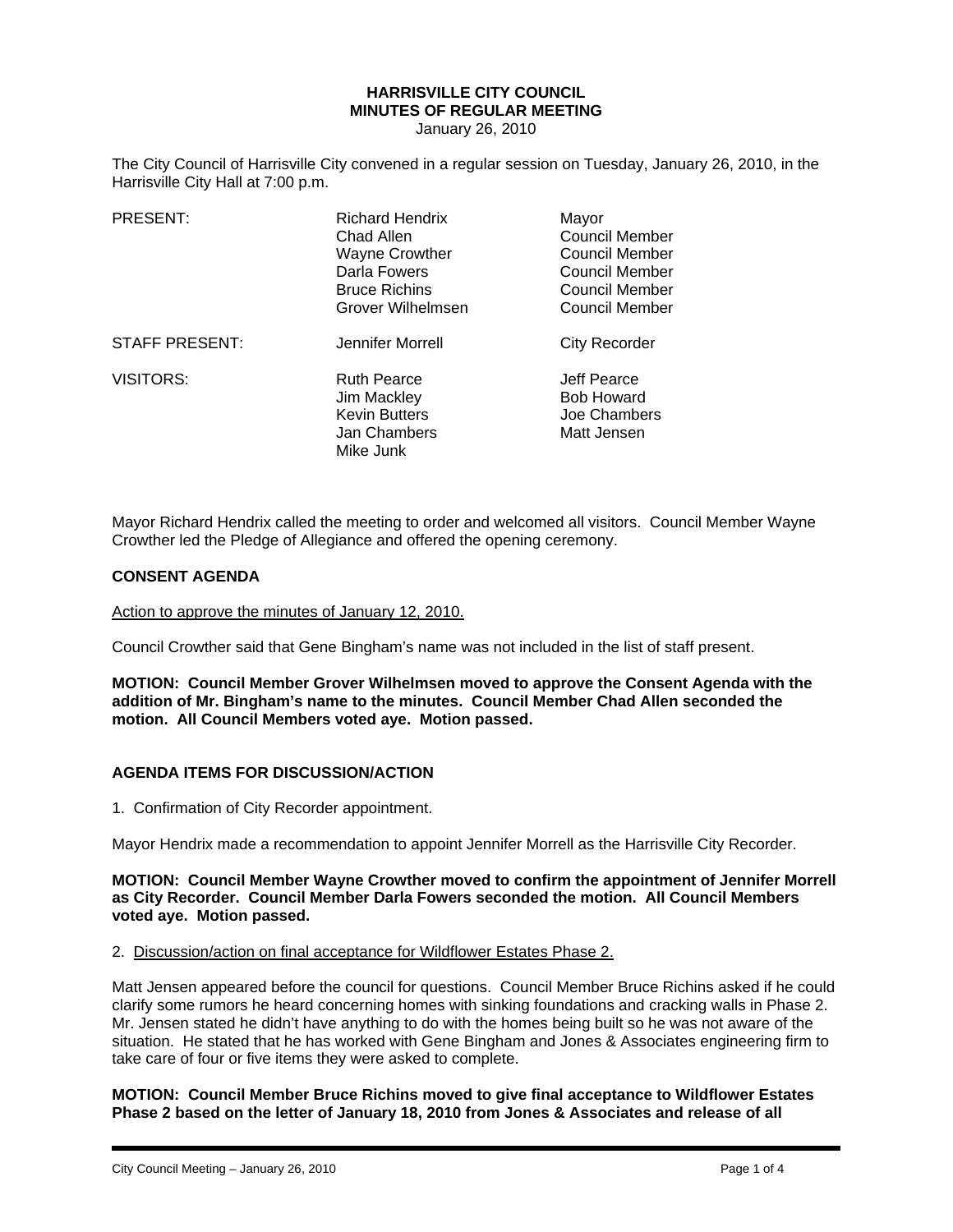**HARRISVILLE CITY COUNCIL**
**MINUTES OF REGULAR MEETING**
January 26, 2010

The City Council of Harrisville City convened in a regular session on Tuesday, January 26, 2010, in the Harrisville City Hall at 7:00 p.m.

| | | |
|---|---|---|
| PRESENT: | Richard Hendrix | Mayor |
| | Chad Allen | Council Member |
| | Wayne Crowther | Council Member |
| | Darla Fowers | Council Member |
| | Bruce Richins | Council Member |
| | Grover Wilhelmsen | Council Member |
| STAFF PRESENT: | Jennifer Morrell | City Recorder |
| VISITORS: | Ruth Pearce | Jeff Pearce |
| | Jim Mackley | Bob Howard |
| | Kevin Butters | Joe Chambers |
| | Jan Chambers | Matt Jensen |
| | Mike Junk | |

Mayor Richard Hendrix called the meeting to order and welcomed all visitors. Council Member Wayne Crowther led the Pledge of Allegiance and offered the opening ceremony.

**CONSENT AGENDA**

Action to approve the minutes of January 12, 2010.

Council Crowther said that Gene Bingham's name was not included in the list of staff present.

**MOTION: Council Member Grover Wilhelmsen moved to approve the Consent Agenda with the addition of Mr. Bingham's name to the minutes. Council Member Chad Allen seconded the motion. All Council Members voted aye. Motion passed.**

**AGENDA ITEMS FOR DISCUSSION/ACTION**

1. Confirmation of City Recorder appointment.

Mayor Hendrix made a recommendation to appoint Jennifer Morrell as the Harrisville City Recorder.

**MOTION: Council Member Wayne Crowther moved to confirm the appointment of Jennifer Morrell as City Recorder. Council Member Darla Fowers seconded the motion. All Council Members voted aye. Motion passed.**

2. Discussion/action on final acceptance for Wildflower Estates Phase 2.

Matt Jensen appeared before the council for questions. Council Member Bruce Richins asked if he could clarify some rumors he heard concerning homes with sinking foundations and cracking walls in Phase 2. Mr. Jensen stated he didn't have anything to do with the homes being built so he was not aware of the situation. He stated that he has worked with Gene Bingham and Jones & Associates engineering firm to take care of four or five items they were asked to complete.

**MOTION: Council Member Bruce Richins moved to give final acceptance to Wildflower Estates Phase 2 based on the letter of January 18, 2010 from Jones & Associates and release of all**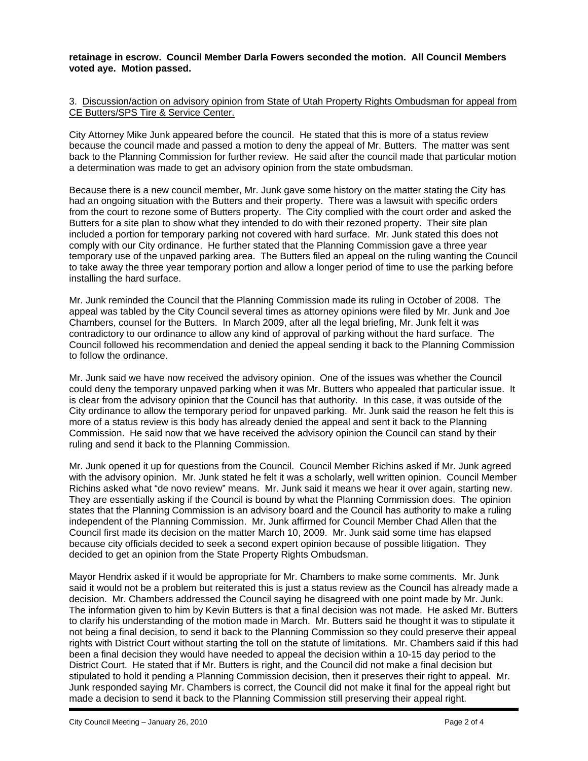**retainage in escrow. Council Member Darla Fowers seconded the motion. All Council Members voted aye. Motion passed.**

3. Discussion/action on advisory opinion from State of Utah Property Rights Ombudsman for appeal from CE Butters/SPS Tire & Service Center.

City Attorney Mike Junk appeared before the council. He stated that this is more of a status review because the council made and passed a motion to deny the appeal of Mr. Butters. The matter was sent back to the Planning Commission for further review. He said after the council made that particular motion a determination was made to get an advisory opinion from the state ombudsman.

Because there is a new council member, Mr. Junk gave some history on the matter stating the City has had an ongoing situation with the Butters and their property. There was a lawsuit with specific orders from the court to rezone some of Butters property. The City complied with the court order and asked the Butters for a site plan to show what they intended to do with their rezoned property. Their site plan included a portion for temporary parking not covered with hard surface. Mr. Junk stated this does not comply with our City ordinance. He further stated that the Planning Commission gave a three year temporary use of the unpaved parking area. The Butters filed an appeal on the ruling wanting the Council to take away the three year temporary portion and allow a longer period of time to use the parking before installing the hard surface.

Mr. Junk reminded the Council that the Planning Commission made its ruling in October of 2008. The appeal was tabled by the City Council several times as attorney opinions were filed by Mr. Junk and Joe Chambers, counsel for the Butters. In March 2009, after all the legal briefing, Mr. Junk felt it was contradictory to our ordinance to allow any kind of approval of parking without the hard surface. The Council followed his recommendation and denied the appeal sending it back to the Planning Commission to follow the ordinance.

Mr. Junk said we have now received the advisory opinion. One of the issues was whether the Council could deny the temporary unpaved parking when it was Mr. Butters who appealed that particular issue. It is clear from the advisory opinion that the Council has that authority. In this case, it was outside of the City ordinance to allow the temporary period for unpaved parking. Mr. Junk said the reason he felt this is more of a status review is this body has already denied the appeal and sent it back to the Planning Commission. He said now that we have received the advisory opinion the Council can stand by their ruling and send it back to the Planning Commission.

Mr. Junk opened it up for questions from the Council. Council Member Richins asked if Mr. Junk agreed with the advisory opinion. Mr. Junk stated he felt it was a scholarly, well written opinion. Council Member Richins asked what "de novo review" means. Mr. Junk said it means we hear it over again, starting new. They are essentially asking if the Council is bound by what the Planning Commission does. The opinion states that the Planning Commission is an advisory board and the Council has authority to make a ruling independent of the Planning Commission. Mr. Junk affirmed for Council Member Chad Allen that the Council first made its decision on the matter March 10, 2009. Mr. Junk said some time has elapsed because city officials decided to seek a second expert opinion because of possible litigation. They decided to get an opinion from the State Property Rights Ombudsman.

Mayor Hendrix asked if it would be appropriate for Mr. Chambers to make some comments. Mr. Junk said it would not be a problem but reiterated this is just a status review as the Council has already made a decision. Mr. Chambers addressed the Council saying he disagreed with one point made by Mr. Junk. The information given to him by Kevin Butters is that a final decision was not made. He asked Mr. Butters to clarify his understanding of the motion made in March. Mr. Butters said he thought it was to stipulate it not being a final decision, to send it back to the Planning Commission so they could preserve their appeal rights with District Court without starting the toll on the statute of limitations. Mr. Chambers said if this had been a final decision they would have needed to appeal the decision within a 10-15 day period to the District Court. He stated that if Mr. Butters is right, and the Council did not make a final decision but stipulated to hold it pending a Planning Commission decision, then it preserves their right to appeal. Mr. Junk responded saying Mr. Chambers is correct, the Council did not make it final for the appeal right but made a decision to send it back to the Planning Commission still preserving their appeal right.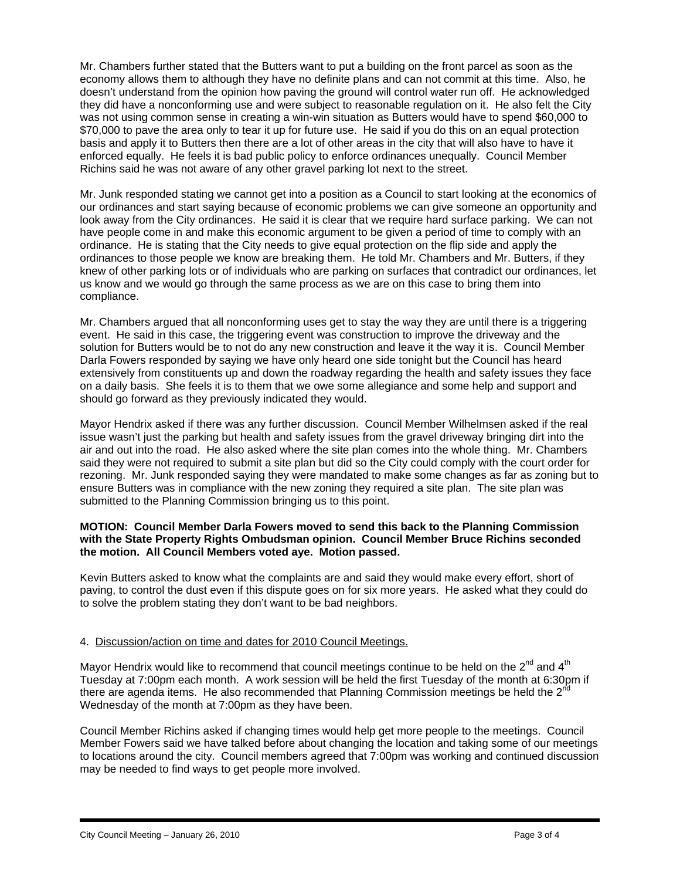Mr. Chambers further stated that the Butters want to put a building on the front parcel as soon as the economy allows them to although they have no definite plans and can not commit at this time. Also, he doesn't understand from the opinion how paving the ground will control water run off. He acknowledged they did have a nonconforming use and were subject to reasonable regulation on it. He also felt the City was not using common sense in creating a win-win situation as Butters would have to spend $60,000 to $70,000 to pave the area only to tear it up for future use. He said if you do this on an equal protection basis and apply it to Butters then there are a lot of other areas in the city that will also have to have it enforced equally. He feels it is bad public policy to enforce ordinances unequally. Council Member Richins said he was not aware of any other gravel parking lot next to the street.

Mr. Junk responded stating we cannot get into a position as a Council to start looking at the economics of our ordinances and start saying because of economic problems we can give someone an opportunity and look away from the City ordinances. He said it is clear that we require hard surface parking. We can not have people come in and make this economic argument to be given a period of time to comply with an ordinance. He is stating that the City needs to give equal protection on the flip side and apply the ordinances to those people we know are breaking them. He told Mr. Chambers and Mr. Butters, if they knew of other parking lots or of individuals who are parking on surfaces that contradict our ordinances, let us know and we would go through the same process as we are on this case to bring them into compliance.

Mr. Chambers argued that all nonconforming uses get to stay the way they are until there is a triggering event. He said in this case, the triggering event was construction to improve the driveway and the solution for Butters would be to not do any new construction and leave it the way it is. Council Member Darla Fowers responded by saying we have only heard one side tonight but the Council has heard extensively from constituents up and down the roadway regarding the health and safety issues they face on a daily basis. She feels it is to them that we owe some allegiance and some help and support and should go forward as they previously indicated they would.

Mayor Hendrix asked if there was any further discussion. Council Member Wilhelmsen asked if the real issue wasn't just the parking but health and safety issues from the gravel driveway bringing dirt into the air and out into the road. He also asked where the site plan comes into the whole thing. Mr. Chambers said they were not required to submit a site plan but did so the City could comply with the court order for rezoning. Mr. Junk responded saying they were mandated to make some changes as far as zoning but to ensure Butters was in compliance with the new zoning they required a site plan. The site plan was submitted to the Planning Commission bringing us to this point.

**MOTION: Council Member Darla Fowers moved to send this back to the Planning Commission with the State Property Rights Ombudsman opinion. Council Member Bruce Richins seconded the motion. All Council Members voted aye. Motion passed.**

Kevin Butters asked to know what the complaints are and said they would make every effort, short of paving, to control the dust even if this dispute goes on for six more years. He asked what they could do to solve the problem stating they don't want to be bad neighbors.

4. Discussion/action on time and dates for 2010 Council Meetings.

Mayor Hendrix would like to recommend that council meetings continue to be held on the 2nd and 4th Tuesday at 7:00pm each month. A work session will be held the first Tuesday of the month at 6:30pm if there are agenda items. He also recommended that Planning Commission meetings be held the 2nd Wednesday of the month at 7:00pm as they have been.

Council Member Richins asked if changing times would help get more people to the meetings. Council Member Fowers said we have talked before about changing the location and taking some of our meetings to locations around the city. Council members agreed that 7:00pm was working and continued discussion may be needed to find ways to get people more involved.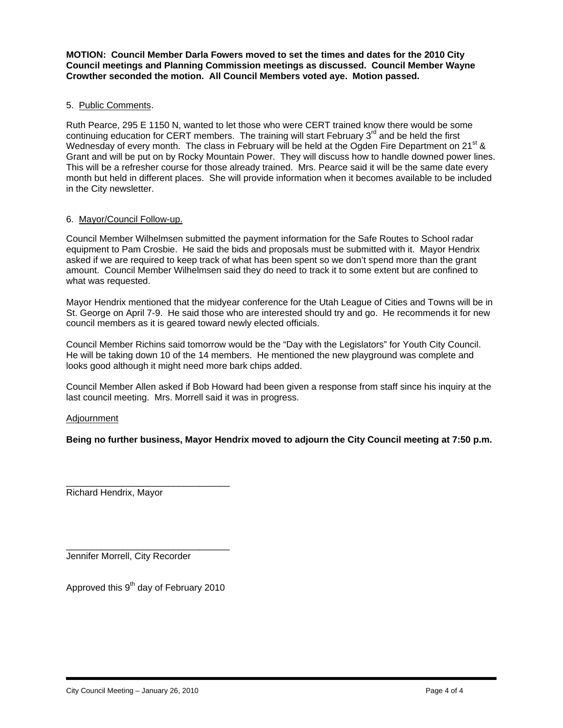**MOTION: Council Member Darla Fowers moved to set the times and dates for the 2010 City Council meetings and Planning Commission meetings as discussed. Council Member Wayne Crowther seconded the motion. All Council Members voted aye. Motion passed.**

5. Public Comments.

Ruth Pearce, 295 E 1150 N, wanted to let those who were CERT trained know there would be some continuing education for CERT members. The training will start February 3rd and be held the first Wednesday of every month. The class in February will be held at the Ogden Fire Department on 21st & Grant and will be put on by Rocky Mountain Power. They will discuss how to handle downed power lines. This will be a refresher course for those already trained. Mrs. Pearce said it will be the same date every month but held in different places. She will provide information when it becomes available to be included in the City newsletter.

6. Mayor/Council Follow-up.

Council Member Wilhelmsen submitted the payment information for the Safe Routes to School radar equipment to Pam Crosbie. He said the bids and proposals must be submitted with it. Mayor Hendrix asked if we are required to keep track of what has been spent so we don't spend more than the grant amount. Council Member Wilhelmsen said they do need to track it to some extent but are confined to what was requested.

Mayor Hendrix mentioned that the midyear conference for the Utah League of Cities and Towns will be in St. George on April 7-9. He said those who are interested should try and go. He recommends it for new council members as it is geared toward newly elected officials.

Council Member Richins said tomorrow would be the "Day with the Legislators" for Youth City Council. He will be taking down 10 of the 14 members. He mentioned the new playground was complete and looks good although it might need more bark chips added.

Council Member Allen asked if Bob Howard had been given a response from staff since his inquiry at the last council meeting. Mrs. Morrell said it was in progress.

Adjournment

**Being no further business, Mayor Hendrix moved to adjourn the City Council meeting at 7:50 p.m.**

________________________________
Richard Hendrix, Mayor

________________________________
Jennifer Morrell, City Recorder

Approved this 9th day of February 2010